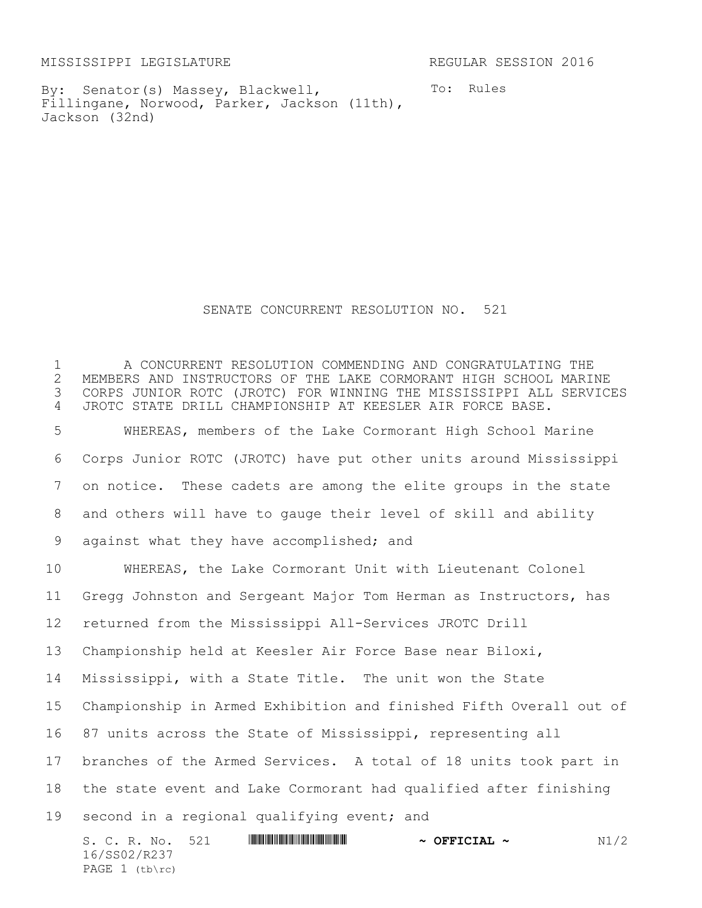MISSISSIPPI LEGISLATURE REGULAR SESSION 2016

By: Senator(s) Massey, Blackwell, Fillingane, Norwood, Parker, Jackson (11th), Jackson (32nd)

To: Rules

# SENATE CONCURRENT RESOLUTION NO. 521

A CONCURRENT RESOLUTION COMMENDING AND CONGRATULATING THE MEMBERS AND INSTRUCTORS OF THE LAKE CORMORANT HIGH SCHOOL MARINE CORPS JUNIOR ROTC (JROTC) FOR WINNING THE MISSISSIPPI ALL SERVICES JROTC STATE DRILL CHAMPIONSHIP AT KEESLER AIR FORCE BASE.

WHEREAS, members of the Lake Cormorant High School Marine Corps Junior ROTC (JROTC) have put other units around Mississippi on notice. These cadets are among the elite groups in the state and others will have to gauge their level of skill and ability against what they have accomplished; and

WHEREAS, the Lake Cormorant Unit with Lieutenant Colonel Gregg Johnston and Sergeant Major Tom Herman as Instructors, has returned from the Mississippi All-Services JROTC Drill Championship held at Keesler Air Force Base near Biloxi, Mississippi, with a State Title. The unit won the State Championship in Armed Exhibition and finished Fifth Overall out of 87 units across the State of Mississippi, representing all branches of the Armed Services. A total of 18 units took part in the state event and Lake Cormorant had qualified after finishing second in a regional qualifying event; and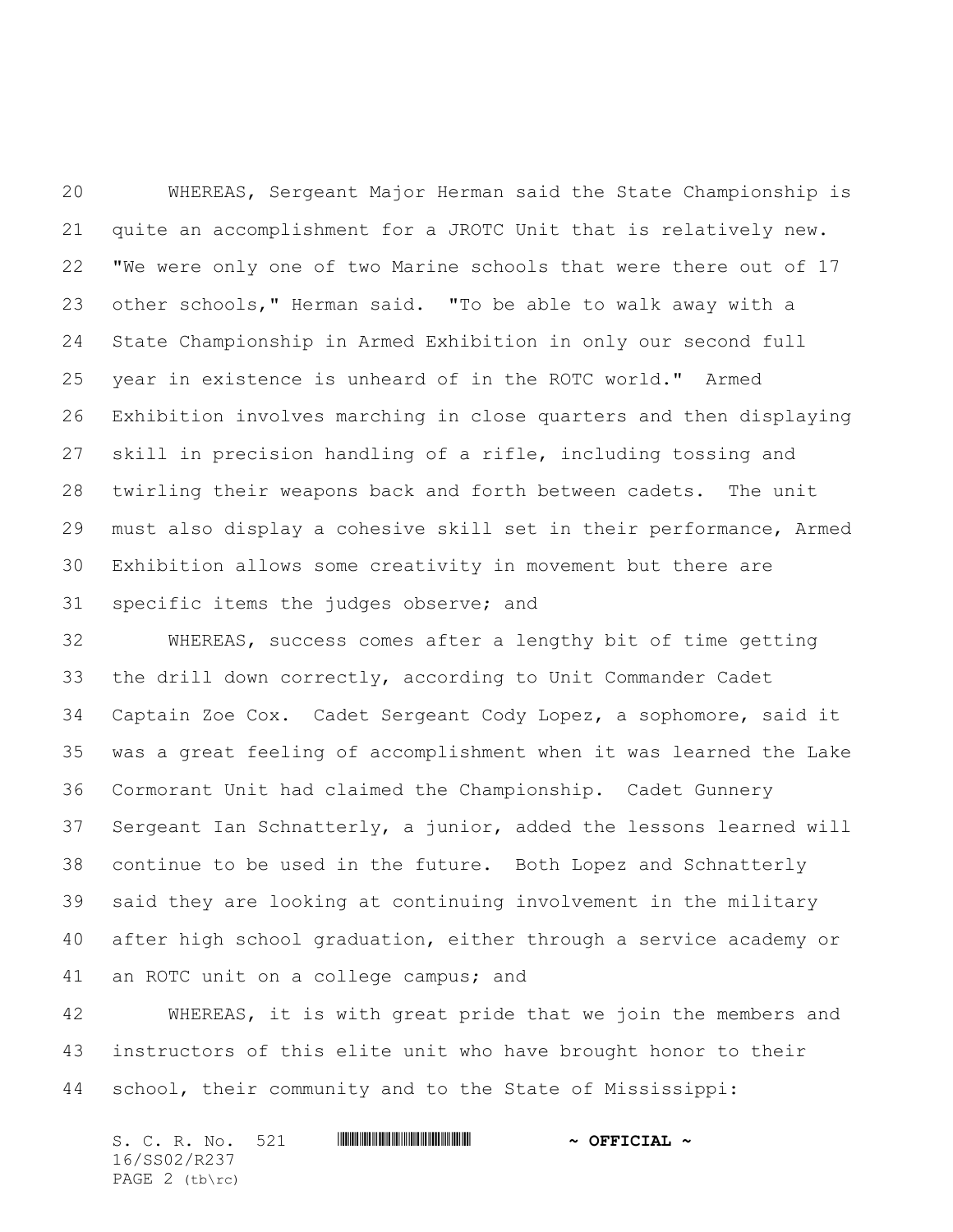WHEREAS, Sergeant Major Herman said the State Championship is quite an accomplishment for a JROTC Unit that is relatively new. "We were only one of two Marine schools that were there out of 17 other schools," Herman said. "To be able to walk away with a State Championship in Armed Exhibition in only our second full year in existence is unheard of in the ROTC world." Armed Exhibition involves marching in close quarters and then displaying skill in precision handling of a rifle, including tossing and twirling their weapons back and forth between cadets. The unit must also display a cohesive skill set in their performance, Armed Exhibition allows some creativity in movement but there are specific items the judges observe; and

WHEREAS, success comes after a lengthy bit of time getting the drill down correctly, according to Unit Commander Cadet Captain Zoe Cox. Cadet Sergeant Cody Lopez, a sophomore, said it was a great feeling of accomplishment when it was learned the Lake Cormorant Unit had claimed the Championship. Cadet Gunnery Sergeant Ian Schnatterly, a junior, added the lessons learned will continue to be used in the future. Both Lopez and Schnatterly said they are looking at continuing involvement in the military after high school graduation, either through a service academy or an ROTC unit on a college campus; and

WHEREAS, it is with great pride that we join the members and instructors of this elite unit who have brought honor to their school, their community and to the State of Mississippi: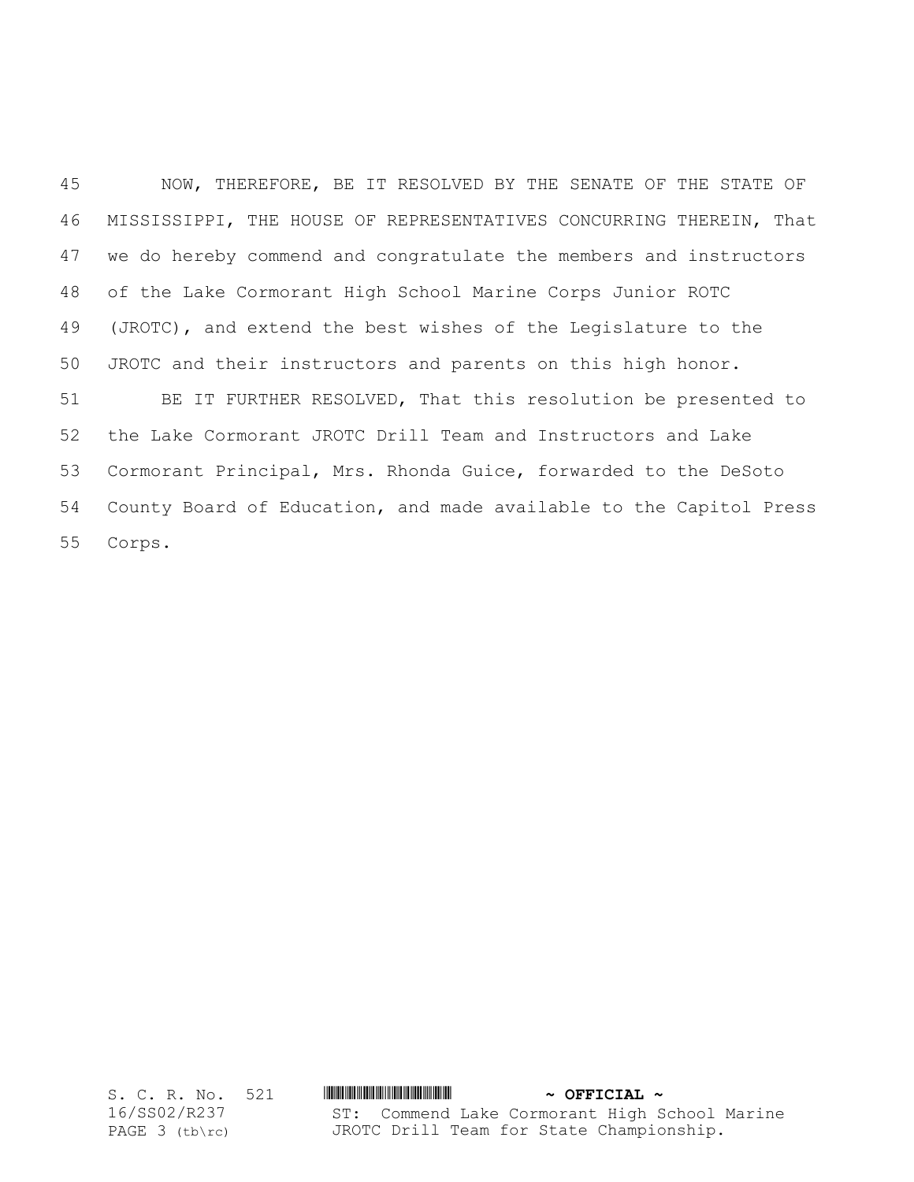NOW, THEREFORE, BE IT RESOLVED BY THE SENATE OF THE STATE OF MISSISSIPPI, THE HOUSE OF REPRESENTATIVES CONCURRING THEREIN, That we do hereby commend and congratulate the members and instructors of the Lake Cormorant High School Marine Corps Junior ROTC (JROTC), and extend the best wishes of the Legislature to the JROTC and their instructors and parents on this high honor.

BE IT FURTHER RESOLVED, That this resolution be presented to the Lake Cormorant JROTC Drill Team and Instructors and Lake Cormorant Principal, Mrs. Rhonda Guice, forwarded to the DeSoto County Board of Education, and made available to the Capitol Press Corps.